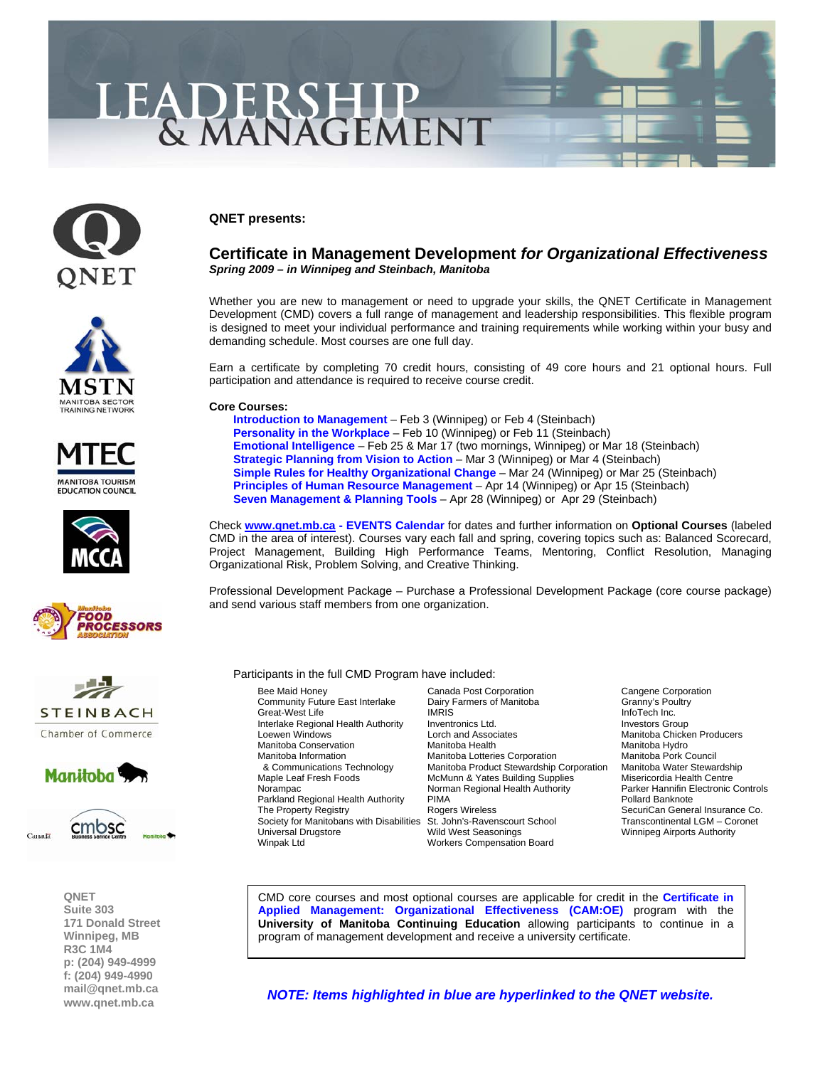# LEADERSHIP & MANAGEMENT

**QNET presents:**

## Certificate in Management Development *for Organizational Effectiveness*

***Spring 2009 – in Winnipeg and Steinbach, Manitoba***

Whether you are new to management or need to upgrade your skills, the QNET Certificate in Management Development (CMD) covers a full range of management and leadership responsibilities. This flexible program is designed to meet your individual performance and training requirements while working within your busy and demanding schedule. Most courses are one full day.

Earn a certificate by completing 70 credit hours, consisting of 49 core hours and 21 optional hours. Full participation and attendance is required to receive course credit.

**Core Courses:**

- **Introduction to Management** – Feb 3 (Winnipeg) or Feb 4 (Steinbach)
- **Personality in the Workplace** – Feb 10 (Winnipeg) or Feb 11 (Steinbach)
- **Emotional Intelligence** – Feb 25 & Mar 17 (two mornings, Winnipeg) or Mar 18 (Steinbach)
- **Strategic Planning from Vision to Action** – Mar 3 (Winnipeg) or Mar 4 (Steinbach)
- **Simple Rules for Healthy Organizational Change** – Mar 24 (Winnipeg) or Mar 25 (Steinbach)
- **Principles of Human Resource Management** – Apr 14 (Winnipeg) or Apr 15 (Steinbach)
- **Seven Management & Planning Tools** – Apr 28 (Winnipeg) or Apr 29 (Steinbach)

Check **www.qnet.mb.ca - EVENTS Calendar** for dates and further information on **Optional Courses** (labeled CMD in the area of interest). Courses vary each fall and spring, covering topics such as: Balanced Scorecard, Project Management, Building High Performance Teams, Mentoring, Conflict Resolution, Managing Organizational Risk, Problem Solving, and Creative Thinking.

Professional Development Package – Purchase a Professional Development Package (core course package) and send various staff members from one organization.

Participants in the full CMD Program have included:

| | | |
|---|---|---|
| Bee Maid Honey | Canada Post Corporation | Cangene Corporation |
| Community Future East Interlake | Dairy Farmers of Manitoba | Granny's Poultry |
| Great-West Life | IMRIS | InfoTech Inc. |
| Interlake Regional Health Authority | Inventronics Ltd. | Investors Group |
| Loewen Windows | Lorch and Associates | Manitoba Chicken Producers |
| Manitoba Conservation | Manitoba Health | Manitoba Hydro |
| Manitoba Information & Communications Technology | Manitoba Lotteries Corporation | Manitoba Pork Council |
| | Manitoba Product Stewardship Corporation | Manitoba Water Stewardship |
| Maple Leaf Fresh Foods | McMunn & Yates Building Supplies | Misericordia Health Centre |
| Norampac | Norman Regional Health Authority | Parker Hannifin Electronic Controls |
| Parkland Regional Health Authority | PIMA | Pollard Banknote |
| The Property Registry | Rogers Wireless | SecuriCan General Insurance Co. |
| Society for Manitobans with Disabilities | St. John's-Ravenscourt School | Transcontinental LGM – Coronet |
| Universal Drugstore | Wild West Seasonings | Winnipeg Airports Authority |
| Winpak Ltd | Workers Compensation Board | |

CMD core courses and most optional courses are applicable for credit in the **Certificate in Applied Management: Organizational Effectiveness (CAM:OE)** program with the **University of Manitoba Continuing Education** allowing participants to continue in a program of management development and receive a university certificate.

***NOTE: Items highlighted in blue are hyperlinked to the QNET website.***

**QNET**
**Suite 303**
**171 Donald Street**
**Winnipeg, MB**
**R3C 1M4**
**p: (204) 949-4999**
**f: (204) 949-4990**
**mail@qnet.mb.ca**
**www.qnet.mb.ca**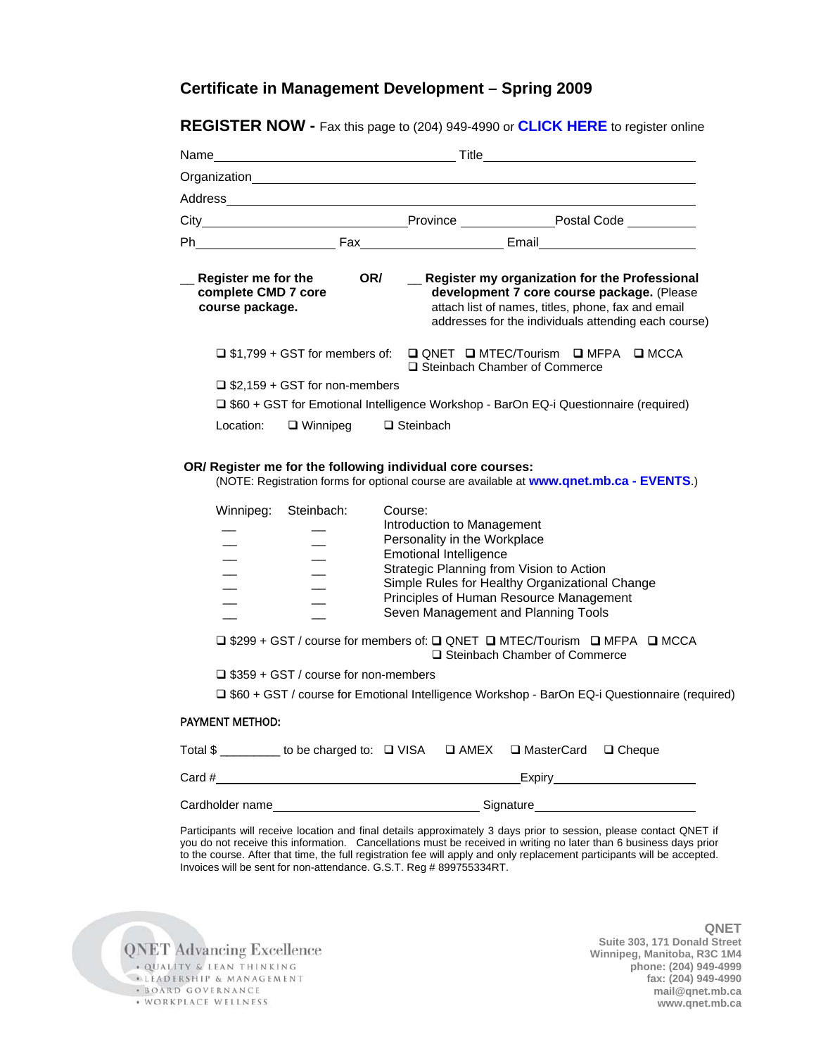# Certificate in Management Development – Spring 2009

**REGISTER NOW -** Fax this page to (204) 949-4990 or **CLICK HERE** to register online

Name\_\_\_\_\_\_\_\_\_\_\_\_\_\_\_\_\_\_\_\_\_\_\_\_\_\_\_\_\_\_\_\_ Title\_\_\_\_\_\_\_\_\_\_\_\_\_\_\_\_\_\_\_\_\_\_\_\_\_\_\_\_

Organization\_\_\_\_\_\_\_\_\_\_\_\_\_\_\_\_\_\_\_\_\_\_\_\_\_\_\_\_\_\_\_\_\_\_\_\_\_\_\_\_\_\_\_\_\_\_\_\_\_\_\_\_\_\_

Address\_\_\_\_\_\_\_\_\_\_\_\_\_\_\_\_\_\_\_\_\_\_\_\_\_\_\_\_\_\_\_\_\_\_\_\_\_\_\_\_\_\_\_\_\_\_\_\_\_\_\_\_\_\_\_\_\_\_

City\_\_\_\_\_\_\_\_\_\_\_\_\_\_\_\_\_\_\_\_\_\_\_\_\_\_\_ Province \_\_\_\_\_\_\_\_\_\_\_\_ Postal Code \_\_\_\_\_\_\_\_\_\_

Ph\_\_\_\_\_\_\_\_\_\_\_\_\_\_\_\_\_\_\_\_ Fax\_\_\_\_\_\_\_\_\_\_\_\_\_\_\_\_\_\_\_\_ Email\_\_\_\_\_\_\_\_\_\_\_\_\_\_\_\_\_\_\_\_\_\_

\_\_ **Register me for the complete CMD 7 core course package.** OR/ \_\_ **Register my organization for the Professional development 7 core course package.** (Please attach list of names, titles, phone, fax and email addresses for the individuals attending each course)

- ❑ $1,799 + GST for members of: ❑ QNET ❑ MTEC/Tourism ❑ MFPA ❑ MCCA ❑ Steinbach Chamber of Commerce
- ❑ $2,159 + GST for non-members
- ❑ $60 + GST for Emotional Intelligence Workshop - BarOn EQ-i Questionnaire (required)

Location: ❑ Winnipeg ❑ Steinbach

**OR/ Register me for the following individual core courses:**

(NOTE: Registration forms for optional course are available at **www.qnet.mb.ca - EVENTS**.)

| Winnipeg: | Steinbach: | Course: |
|---|---|---|
| \_\_ | \_\_ | Introduction to Management |
| \_\_ | \_\_ | Personality in the Workplace |
| \_\_ | \_\_ | Emotional Intelligence |
| \_\_ | \_\_ | Strategic Planning from Vision to Action |
| \_\_ | \_\_ | Simple Rules for Healthy Organizational Change |
| \_\_ | \_\_ | Principles of Human Resource Management |
| \_\_ | \_\_ | Seven Management and Planning Tools |

- ❑ $299 + GST / course for members of: ❑ QNET ❑ MTEC/Tourism ❑ MFPA ❑ MCCA ❑ Steinbach Chamber of Commerce
- ❑ $359 + GST / course for non-members
- ❑ $60 + GST / course for Emotional Intelligence Workshop - BarOn EQ-i Questionnaire (required)

PAYMENT METHOD:

Total $ \_\_\_\_\_\_\_\_ to be charged to: ❑ VISA ❑ AMEX ❑ MasterCard ❑ Cheque

Card #\_\_\_\_\_\_\_\_\_\_\_\_\_\_\_\_\_\_\_\_\_\_\_\_\_\_\_\_\_\_\_\_\_\_\_\_\_\_\_\_ Expiry\_\_\_\_\_\_\_\_\_\_\_\_\_\_\_\_\_\_\_\_

Cardholder name\_\_\_\_\_\_\_\_\_\_\_\_\_\_\_\_\_\_\_\_\_\_\_\_\_\_\_\_\_ Signature\_\_\_\_\_\_\_\_\_\_\_\_\_\_\_\_\_\_\_\_\_\_

Participants will receive location and final details approximately 3 days prior to session, please contact QNET if you do not receive this information. Cancellations must be received in writing no later than 6 business days prior to the course. After that time, the full registration fee will apply and only replacement participants will be accepted. Invoices will be sent for non-attendance. G.S.T. Reg # 899755334RT.

QNET Advancing Excellence
- QUALITY & LEAN THINKING
- LEADERSHIP & MANAGEMENT
- BOARD GOVERNANCE
- WORKPLACE WELLNESS

**QNET**
**Suite 303, 171 Donald Street**
**Winnipeg, Manitoba, R3C 1M4**
**phone: (204) 949-4999**
**fax: (204) 949-4990**
**mail@qnet.mb.ca**
**www.qnet.mb.ca**